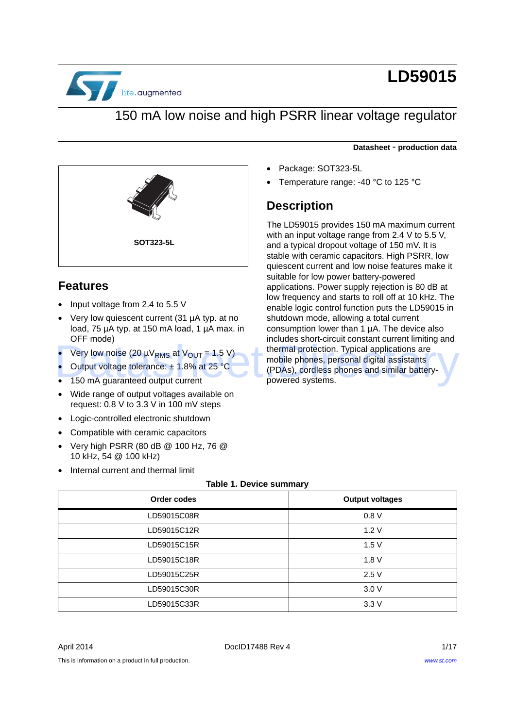# LD59015

## 150 mA low noise and high PSRR linear voltage regulator

**Datasheet - production data**

SOT323-5L

## Features

- Input voltage from 2.4 to 5.5 V
- Very low quiescent current (31 µA typ. at no load, 75 µA typ. at 150 mA load, 1 µA max. in OFF mode)
- Very low noise (20 $\mu V_{RMS}$ at $V_{OUT}$ = 1.5 V)
- Output voltage tolerance: ± 1.8% at 25 °C
- 150 mA guaranteed output current
- Wide range of output voltages available on request: 0.8 V to 3.3 V in 100 mV steps
- Logic-controlled electronic shutdown
- Compatible with ceramic capacitors
- Very high PSRR (80 dB @ 100 Hz, 76 @ 10 kHz, 54 @ 100 kHz)
- Internal current and thermal limit
- Package: SOT323-5L
- Temperature range: -40 °C to 125 °C

## Description

The LD59015 provides 150 mA maximum current with an input voltage range from 2.4 V to 5.5 V, and a typical dropout voltage of 150 mV. It is stable with ceramic capacitors. High PSRR, low quiescent current and low noise features make it suitable for low power battery-powered applications. Power supply rejection is 80 dB at low frequency and starts to roll off at 10 kHz. The enable logic control function puts the LD59015 in shutdown mode, allowing a total current consumption lower than 1 µA. The device also includes short-circuit constant current limiting and thermal protection. Typical applications are mobile phones, personal digital assistants (PDAs), cordless phones and similar battery-powered systems.

**Table 1. Device summary**

| Order codes | Output voltages |
|---|---|
| LD59015C08R | 0.8 V |
| LD59015C12R | 1.2 V |
| LD59015C15R | 1.5 V |
| LD59015C18R | 1.8 V |
| LD59015C25R | 2.5 V |
| LD59015C30R | 3.0 V |
| LD59015C33R | 3.3 V |

April 2014 DocID17488 Rev 4

This is information on a product in full production.

www.st.com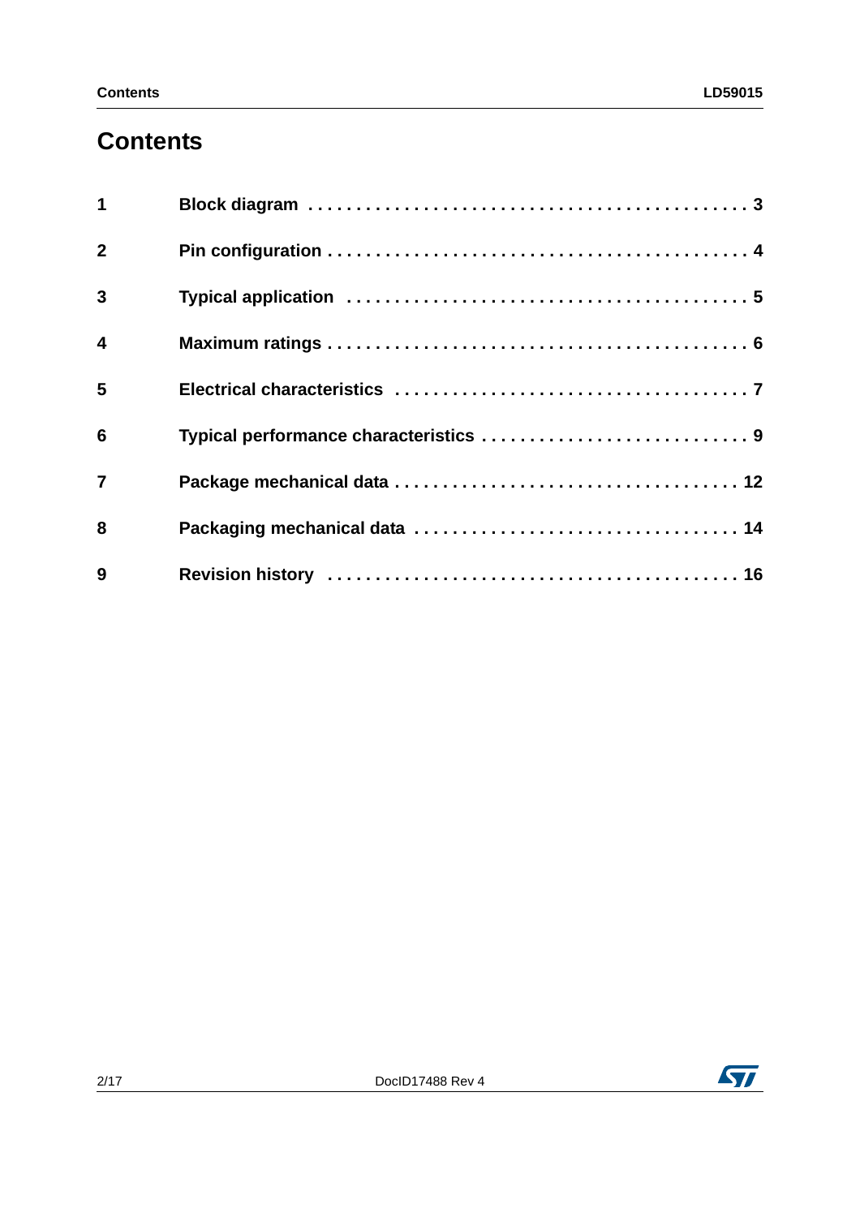# Contents

| | | |
|---|---|---|
| 1 | Block diagram | 3 |
| 2 | Pin configuration | 4 |
| 3 | Typical application | 5 |
| 4 | Maximum ratings | 6 |
| 5 | Electrical characteristics | 7 |
| 6 | Typical performance characteristics | 9 |
| 7 | Package mechanical data | 12 |
| 8 | Packaging mechanical data | 14 |
| 9 | Revision history | 16 |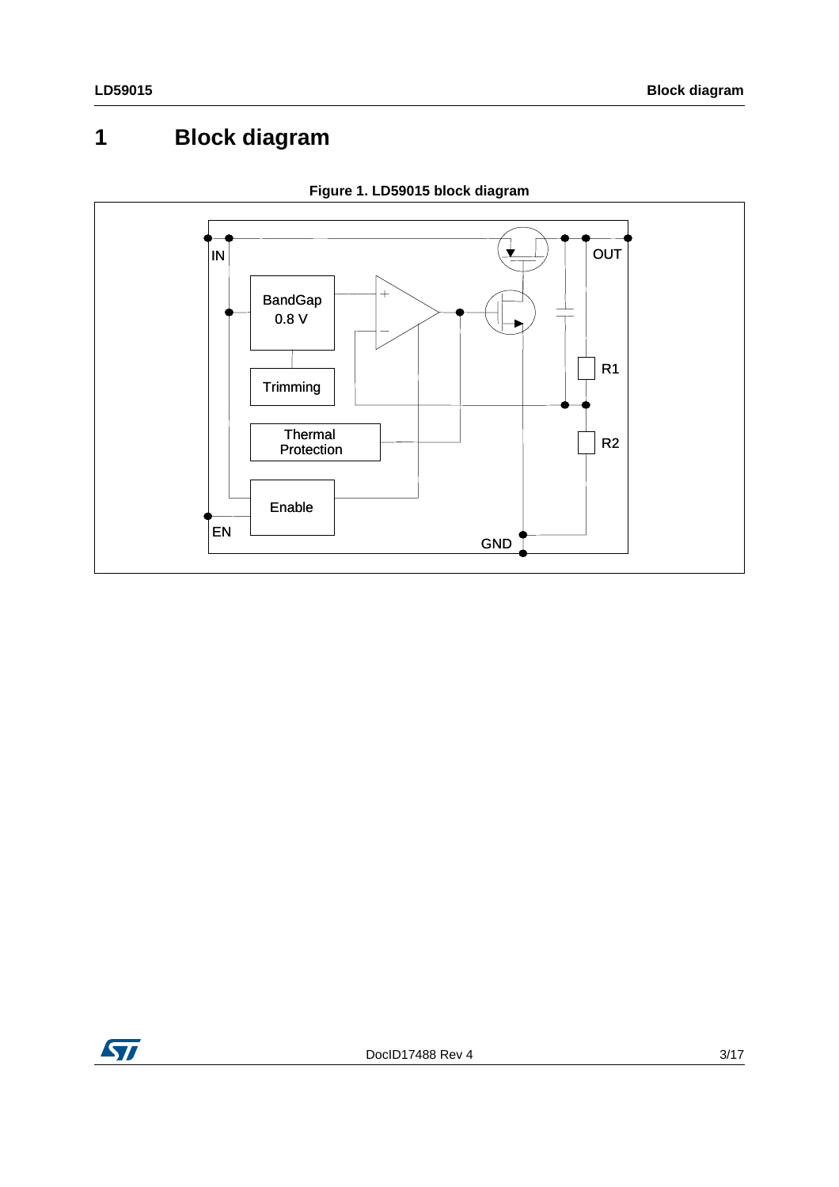# 1 Block diagram

**Figure 1. LD59015 block diagram**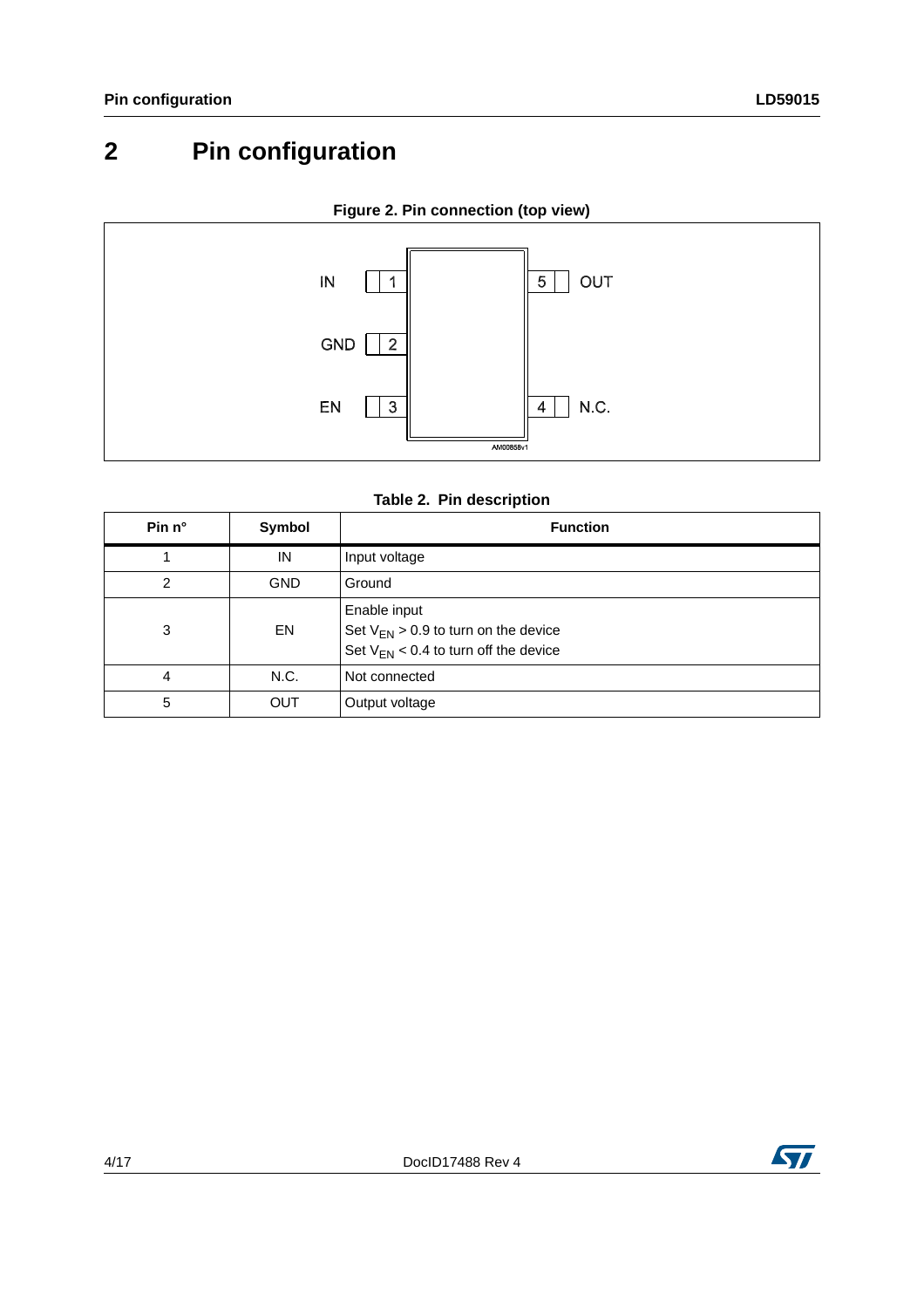# 2 Pin configuration

**Figure 2. Pin connection (top view)**

| Pin | Symbol | | Pin | Symbol |
|---|---|---|---|---|
| 1 | IN | | 5 | OUT |
| 2 | GND | | | |
| 3 | EN | | 4 | N.C. |

AM00858v1

**Table 2. Pin description**

| Pin n° | Symbol | Function |
|---|---|---|
| 1 | IN | Input voltage |
| 2 | GND | Ground |
| 3 | EN | Enable input<br>Set $V_{EN}$ > 0.9 to turn on the device<br>Set $V_{EN}$ < 0.4 to turn off the device |
| 4 | N.C. | Not connected |
| 5 | OUT | Output voltage |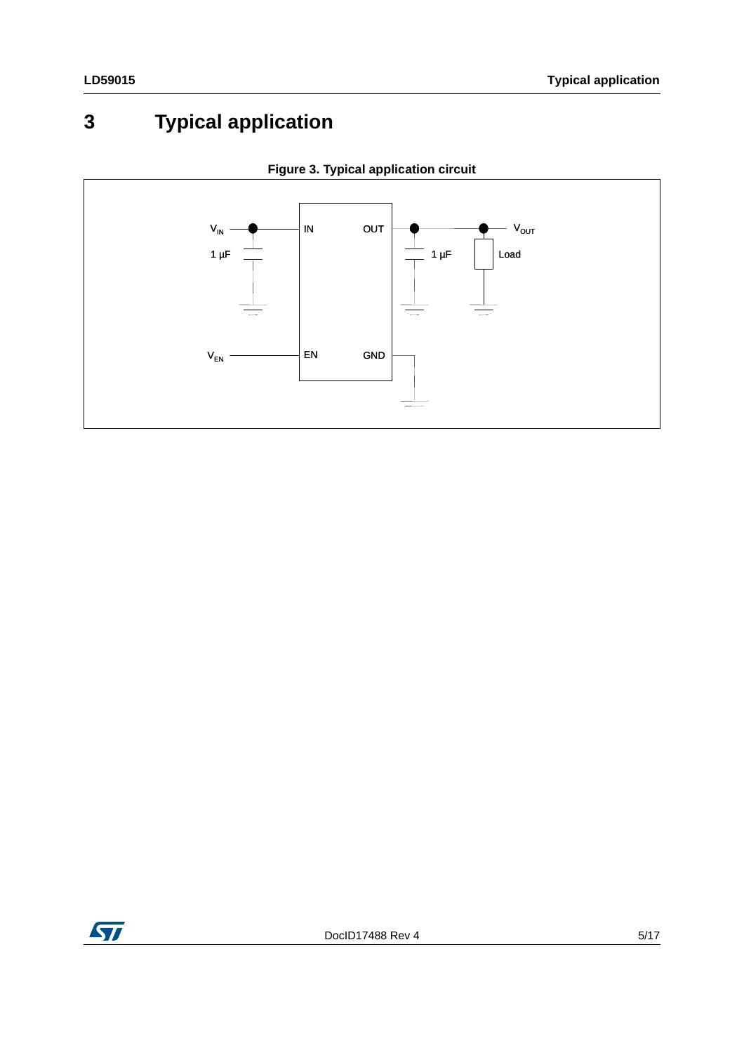# 3 Typical application

**Figure 3. Typical application circuit**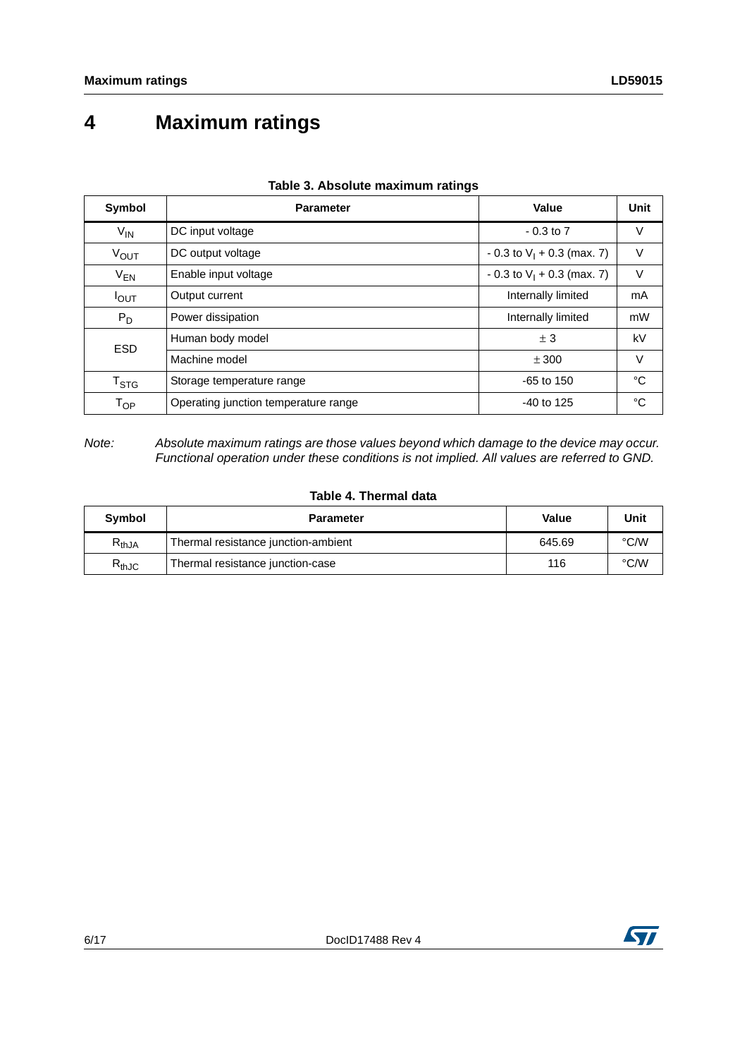# 4 Maximum ratings

**Table 3. Absolute maximum ratings**

| Symbol | Parameter | Value | Unit |
|---|---|---|---|
| $V_{IN}$ | DC input voltage | - 0.3 to 7 | V |
| $V_{OUT}$ | DC output voltage | - 0.3 to $V_I$ + 0.3 (max. 7) | V |
| $V_{EN}$ | Enable input voltage | - 0.3 to $V_I$ + 0.3 (max. 7) | V |
| $I_{OUT}$ | Output current | Internally limited | mA |
| $P_D$ | Power dissipation | Internally limited | mW |
| ESD | Human body model | ± 3 | kV |
| | Machine model | ± 300 | V |
| $T_{STG}$ | Storage temperature range | -65 to 150 | °C |
| $T_{OP}$ | Operating junction temperature range | -40 to 125 | °C |

*Note: Absolute maximum ratings are those values beyond which damage to the device may occur. Functional operation under these conditions is not implied. All values are referred to GND.*

**Table 4. Thermal data**

| Symbol | Parameter | Value | Unit |
|---|---|---|---|
| $R_{thJA}$ | Thermal resistance junction-ambient | 645.69 | °C/W |
| $R_{thJC}$ | Thermal resistance junction-case | 116 | °C/W |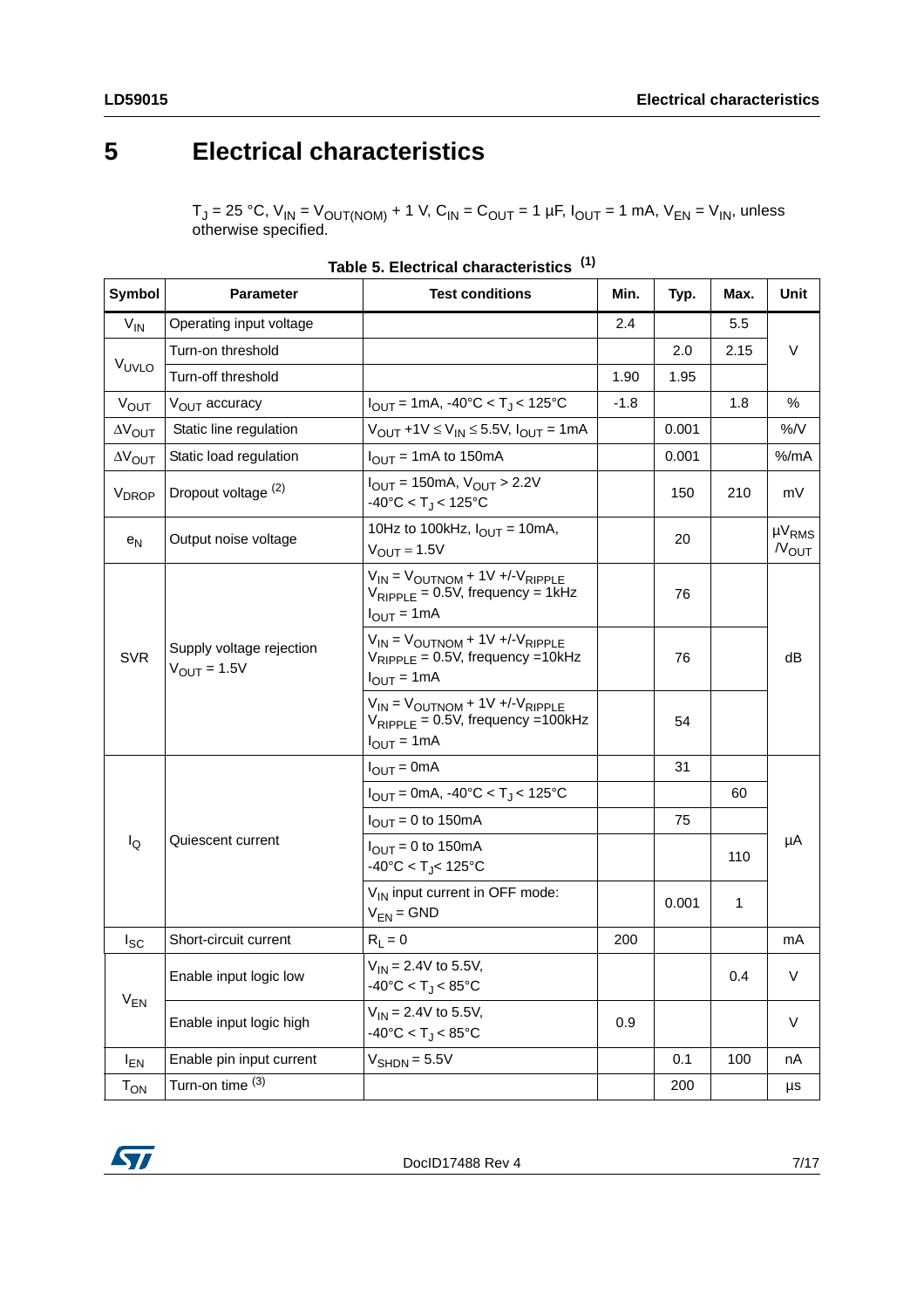# 5 Electrical characteristics

$T_J$ = 25 °C, $V_{IN}$ = $V_{OUT(NOM)}$ + 1 V, $C_{IN}$ = $C_{OUT}$ = 1 µF, $I_{OUT}$ = 1 mA, $V_{EN}$ = $V_{IN}$, unless otherwise specified.

**Table 5. Electrical characteristics** [(1)]

| Symbol | Parameter | Test conditions | Min. | Typ. | Max. | Unit |
|---|---|---|---|---|---|---|
| $V_{IN}$ | Operating input voltage | | 2.4 | | 5.5 | V |
| $V_{UVLO}$ | Turn-on threshold | | | 2.0 | 2.15 | V |
| | Turn-off threshold | | 1.90 | 1.95 | | V |
| $V_{OUT}$ | $V_{OUT}$ accuracy | $I_{OUT}$ = 1mA, -40°C < $T_J$ < 125°C | -1.8 | | 1.8 | % |
| $\Delta V_{OUT}$ | Static line regulation | $V_{OUT}$ +1V ≤ $V_{IN}$ ≤ 5.5V, $I_{OUT}$ = 1mA | | 0.001 | | %/V |
| $\Delta V_{OUT}$ | Static load regulation | $I_{OUT}$ = 1mA to 150mA | | 0.001 | | %/mA |
| $V_{DROP}$ | Dropout voltage [(2)] | $I_{OUT}$ = 150mA, $V_{OUT}$ > 2.2V<br>-40°C < $T_J$ < 125°C | | 150 | 210 | mV |
| $e_N$ | Output noise voltage | 10Hz to 100kHz, $I_{OUT}$ = 10mA,<br>$V_{OUT}$ = 1.5V | | 20 | | $\mu V_{RMS}$ /$V_{OUT}$ |
| SVR | Supply voltage rejection<br>$V_{OUT}$ = 1.5V | $V_{IN}$ = $V_{OUTNOM}$ + 1V +/-$V_{RIPPLE}$<br>$V_{RIPPLE}$ = 0.5V, frequency = 1kHz<br>$I_{OUT}$ = 1mA | | 76 | | dB |
| | | $V_{IN}$ = $V_{OUTNOM}$ + 1V +/-$V_{RIPPLE}$<br>$V_{RIPPLE}$ = 0.5V, frequency =10kHz<br>$I_{OUT}$ = 1mA | | 76 | | dB |
| | | $V_{IN}$ = $V_{OUTNOM}$ + 1V +/-$V_{RIPPLE}$<br>$V_{RIPPLE}$ = 0.5V, frequency =100kHz<br>$I_{OUT}$ = 1mA | | 54 | | dB |
| $I_Q$ | Quiescent current | $I_{OUT}$ = 0mA | | 31 | | µA |
| | | $I_{OUT}$ = 0mA, -40°C < $T_J$ < 125°C | | | 60 | µA |
| | | $I_{OUT}$ = 0 to 150mA | | 75 | | µA |
| | | $I_{OUT}$ = 0 to 150mA<br>-40°C < $T_J$< 125°C | | | 110 | µA |
| | | $V_{IN}$ input current in OFF mode:<br>$V_{EN}$ = GND | | 0.001 | 1 | µA |
| $I_{SC}$ | Short-circuit current | $R_L$ = 0 | 200 | | | mA |
| $V_{EN}$ | Enable input logic low | $V_{IN}$ = 2.4V to 5.5V,<br>-40°C < $T_J$ < 85°C | | | 0.4 | V |
| | Enable input logic high | $V_{IN}$ = 2.4V to 5.5V,<br>-40°C < $T_J$ < 85°C | 0.9 | | | V |
| $I_{EN}$ | Enable pin input current | $V_{SHDN}$ = 5.5V | | 0.1 | 100 | nA |
| $T_{ON}$ | Turn-on time [(3)] | | | 200 | | µs |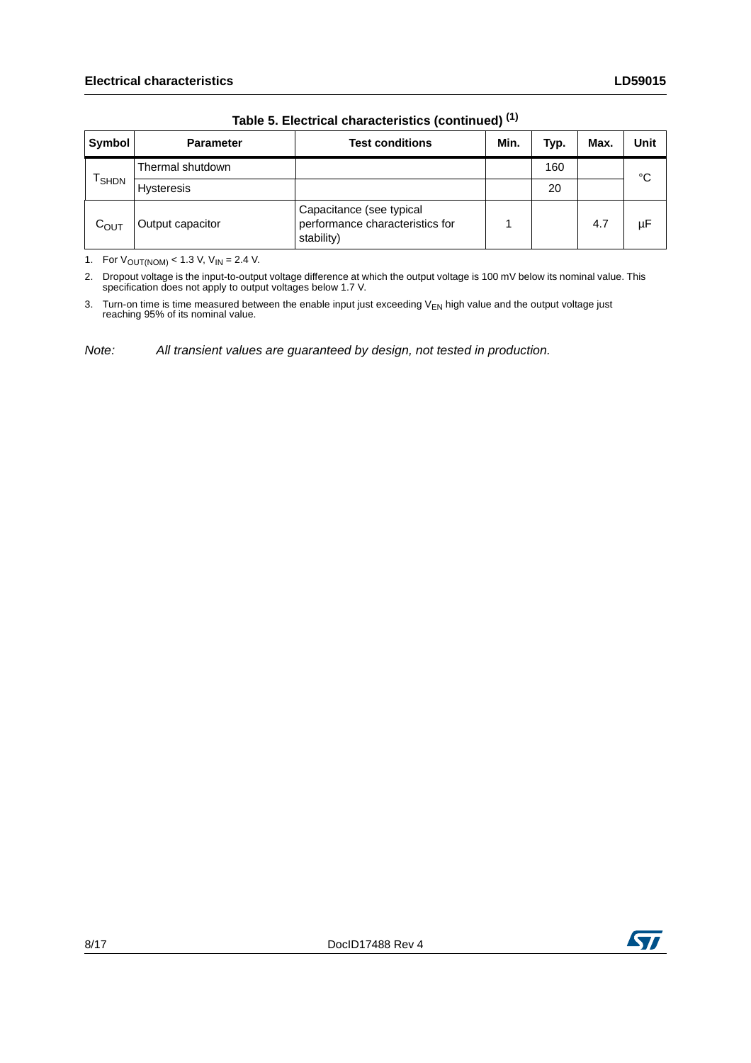Table 5. Electrical characteristics (continued) [1]

| Symbol | Parameter | Test conditions | Min. | Typ. | Max. | Unit |
|---|---|---|---|---|---|---|
| $T_{SHDN}$ | Thermal shutdown | | | 160 | | °C |
| | Hysteresis | | | 20 | | |
| $C_{OUT}$ | Output capacitor | Capacitance (see typical performance characteristics for stability) | 1 | | 4.7 | µF |

1. For $V_{OUT(NOM)}$ < 1.3 V, $V_{IN}$ = 2.4 V.
2. Dropout voltage is the input-to-output voltage difference at which the output voltage is 100 mV below its nominal value. This specification does not apply to output voltages below 1.7 V.
3. Turn-on time is time measured between the enable input just exceeding $V_{EN}$ high value and the output voltage just reaching 95% of its nominal value.

*Note: All transient values are guaranteed by design, not tested in production.*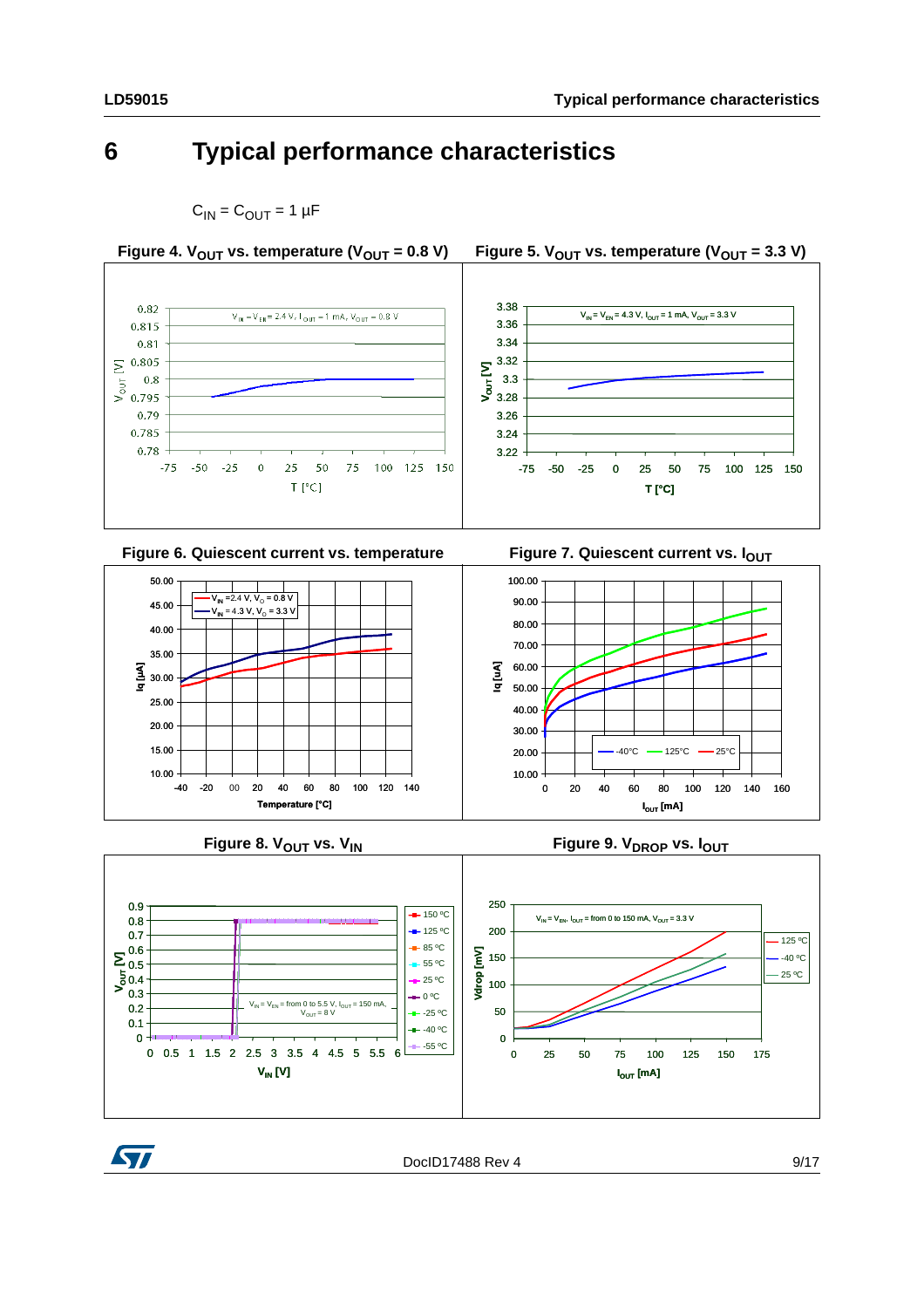# 6 Typical performance characteristics

$C_{IN} = C_{OUT} = 1\ \mu F$

Figure 4. $V_{OUT}$ vs. temperature ($V_{OUT}$ = 0.8 V)

Figure 5. $V_{OUT}$ vs. temperature ($V_{OUT}$ = 3.3 V)

Figure 6. Quiescent current vs. temperature

Figure 7. Quiescent current vs. $I_{OUT}$

Figure 8. $V_{OUT}$ vs. $V_{IN}$

Figure 9. $V_{DROP}$ vs. $I_{OUT}$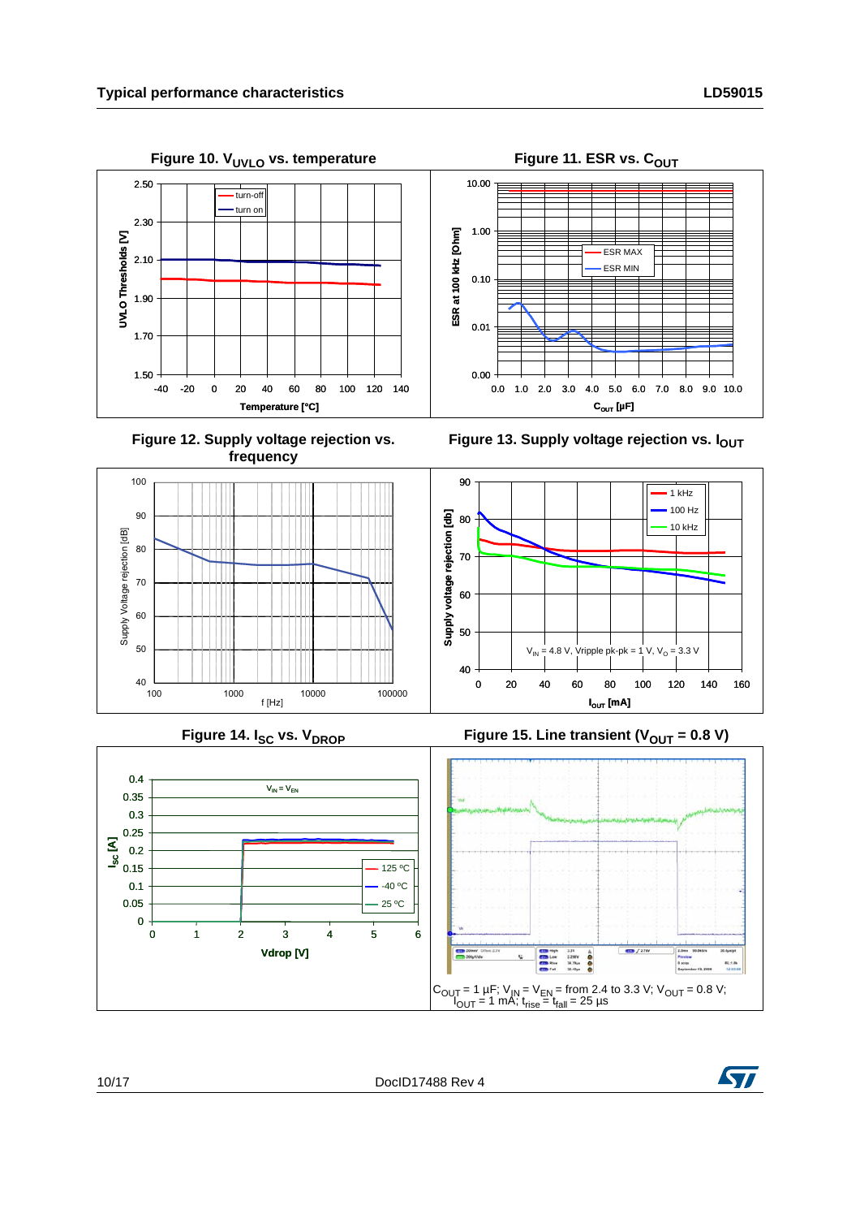## Typical performance characteristics

**Figure 10. $V_{UVLO}$ vs. temperature**

**Figure 11. ESR vs. $C_{OUT}$**

**Figure 12. Supply voltage rejection vs. frequency**

**Figure 13. Supply voltage rejection vs. $I_{OUT}$**

**Figure 14. $I_{SC}$ vs. $V_{DROP}$**

**Figure 15. Line transient ($V_{OUT}$ = 0.8 V)**

$C_{OUT}$ = 1 µF; $V_{IN}$ = $V_{EN}$ = from 2.4 to 3.3 V; $V_{OUT}$ = 0.8 V; $I_{OUT}$ = 1 mA; $t_{rise}$ = $t_{fall}$ = 25 µs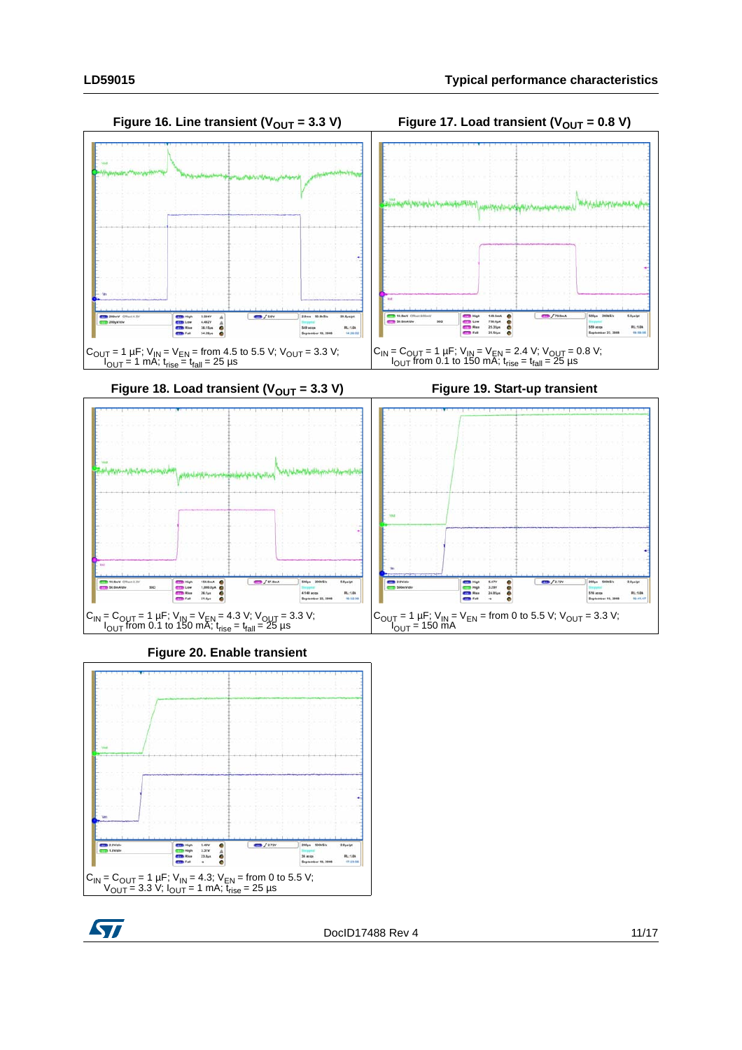**Figure 16. Line transient ($V_{OUT}$ = 3.3 V)**

$C_{OUT}$ = 1 µF; $V_{IN}$ = $V_{EN}$ = from 4.5 to 5.5 V; $V_{OUT}$ = 3.3 V; $I_{OUT}$ = 1 mA; $t_{rise}$ = $t_{fall}$ = 25 µs

**Figure 17. Load transient ($V_{OUT}$ = 0.8 V)**

$C_{IN}$ = $C_{OUT}$ = 1 µF; $V_{IN}$ = $V_{EN}$ = 2.4 V; $V_{OUT}$ = 0.8 V; $I_{OUT}$ from 0.1 to 150 mA; $t_{rise}$ = $t_{fall}$ = 25 µs

**Figure 18. Load transient ($V_{OUT}$ = 3.3 V)**

$C_{IN}$ = $C_{OUT}$ = 1 µF; $V_{IN}$ = $V_{EN}$ = 4.3 V; $V_{OUT}$ = 3.3 V; $I_{OUT}$ from 0.1 to 150 mA; $t_{rise}$ = $t_{fall}$ = 25 µs

**Figure 19. Start-up transient**

$C_{OUT}$ = 1 µF; $V_{IN}$ = $V_{EN}$ = from 0 to 5.5 V; $V_{OUT}$ = 3.3 V; $I_{OUT}$ = 150 mA

**Figure 20. Enable transient**

$C_{IN}$ = $C_{OUT}$ = 1 µF; $V_{IN}$ = 4.3; $V_{EN}$ = from 0 to 5.5 V; $V_{OUT}$ = 3.3 V; $I_{OUT}$ = 1 mA; $t_{rise}$ = 25 µs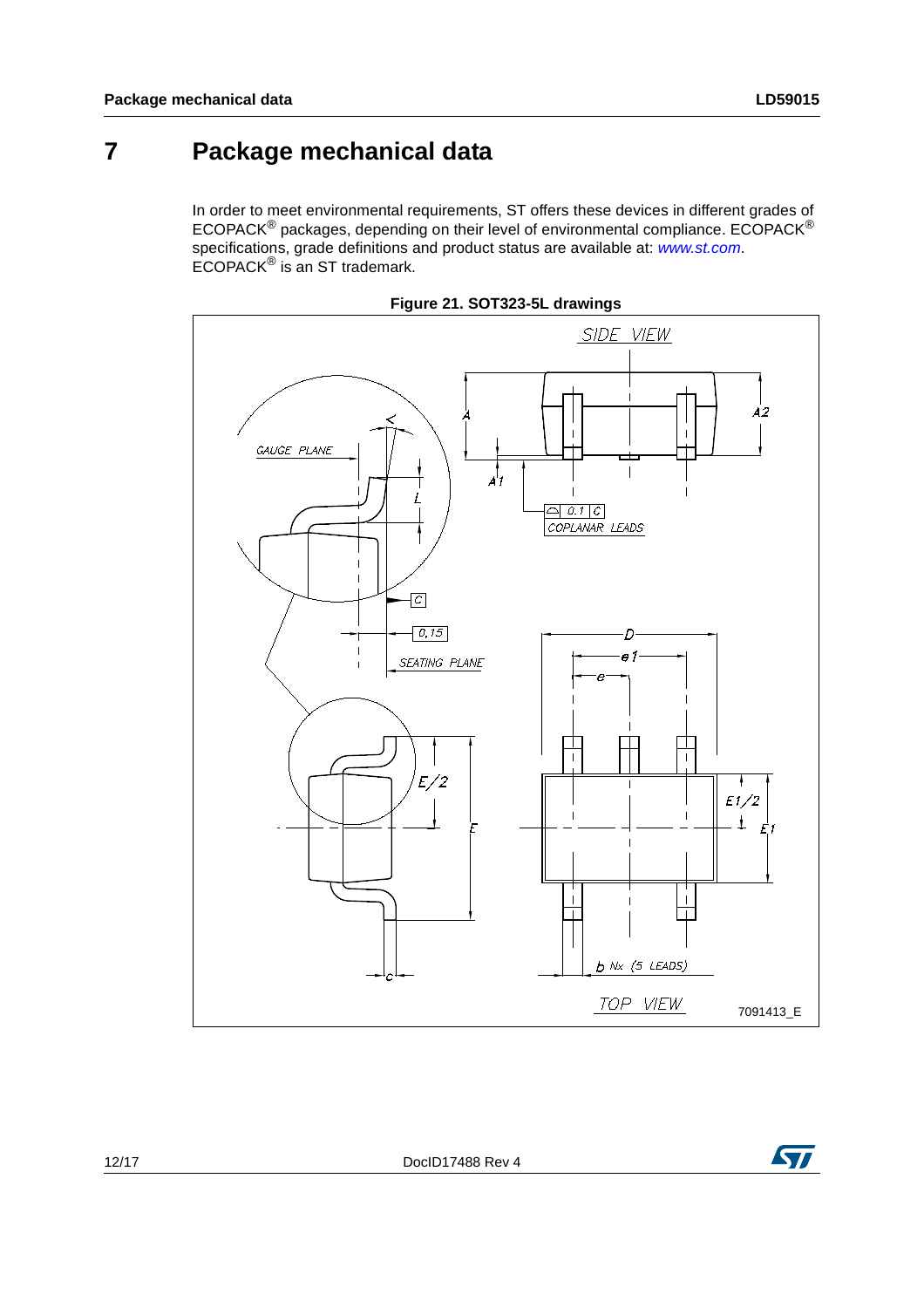# 7 Package mechanical data

In order to meet environmental requirements, ST offers these devices in different grades of ECOPACK® packages, depending on their level of environmental compliance. ECOPACK® specifications, grade definitions and product status are available at: *www.st.com*. ECOPACK® is an ST trademark.

**Figure 21. SOT323-5L drawings**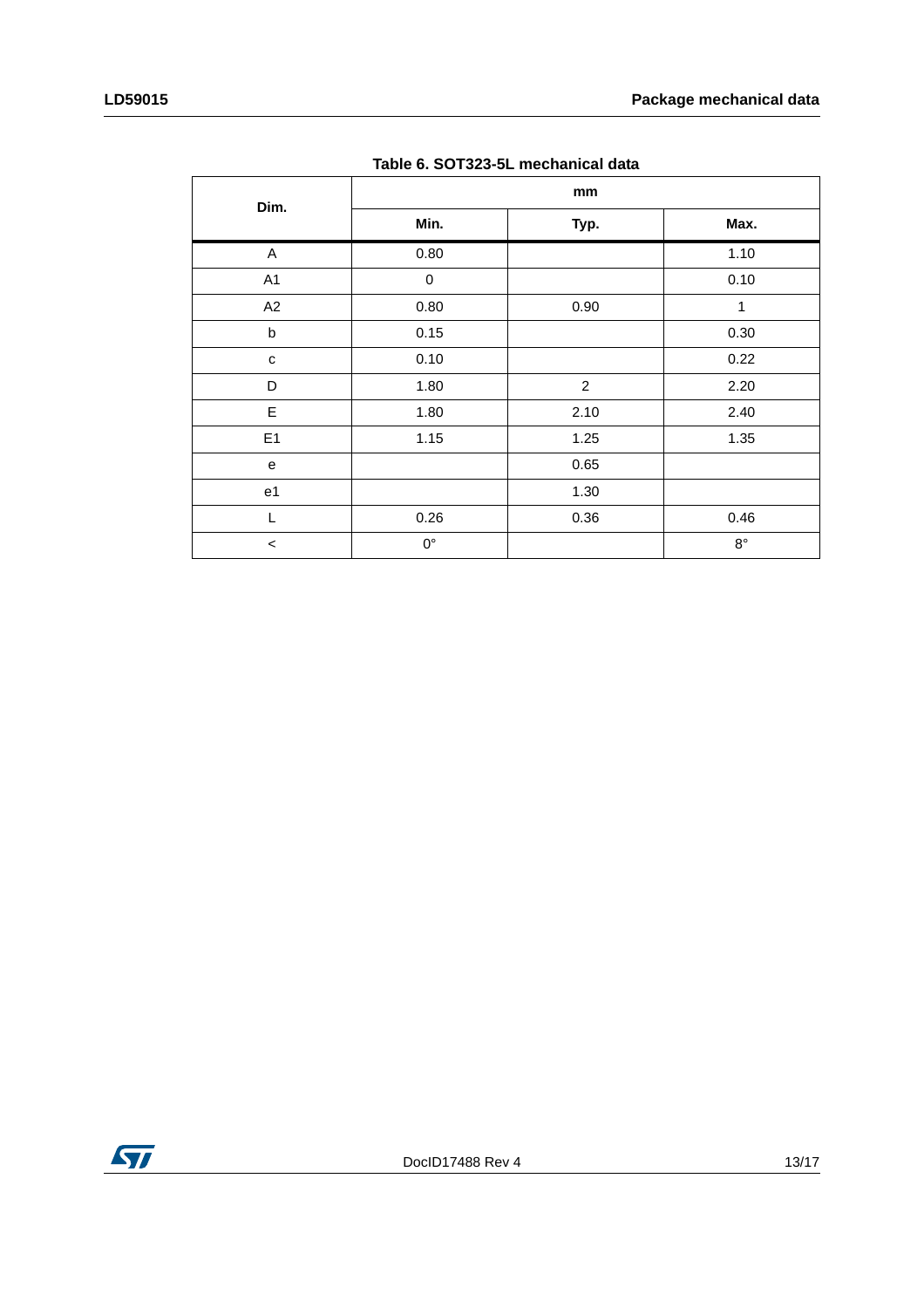**Table 6. SOT323-5L mechanical data**

| Dim. | mm | | |
|---|---|---|---|
| | Min. | Typ. | Max. |
| A | 0.80 | | 1.10 |
| A1 | 0 | | 0.10 |
| A2 | 0.80 | 0.90 | 1 |
| b | 0.15 | | 0.30 |
| c | 0.10 | | 0.22 |
| D | 1.80 | 2 | 2.20 |
| E | 1.80 | 2.10 | 2.40 |
| E1 | 1.15 | 1.25 | 1.35 |
| e | | 0.65 | |
| e1 | | 1.30 | |
| L | 0.26 | 0.36 | 0.46 |
| < | 0° | | 8° |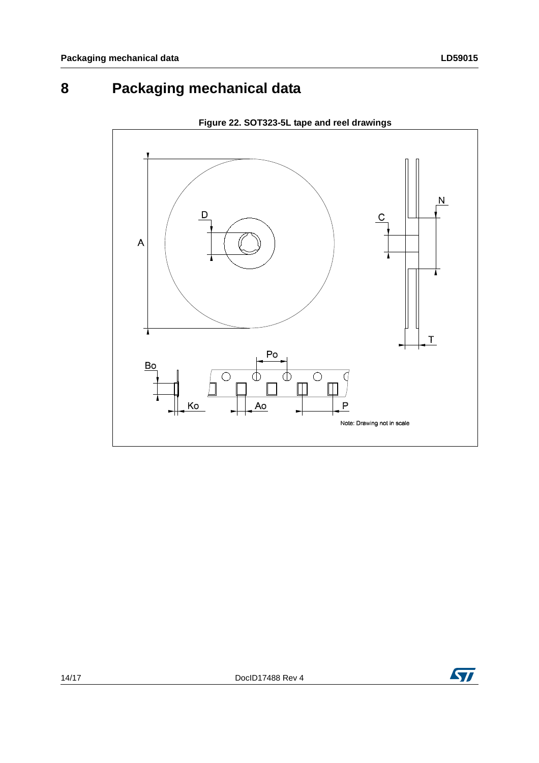# 8 Packaging mechanical data

**Figure 22. SOT323-5L tape and reel drawings**

Note: Drawing not in scale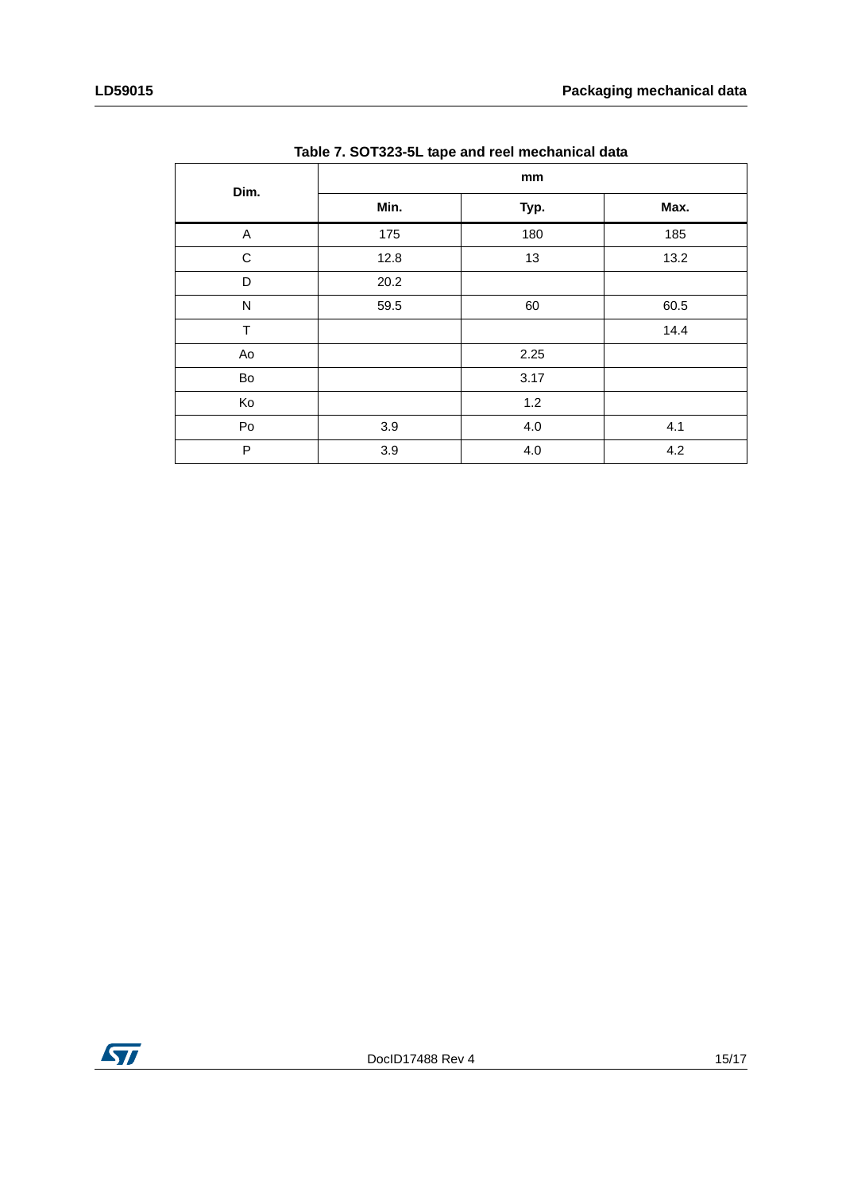Table 7. SOT323-5L tape and reel mechanical data

| Dim. | mm | | |
|---|---|---|---|
| | Min. | Typ. | Max. |
| A | 175 | 180 | 185 |
| C | 12.8 | 13 | 13.2 |
| D | 20.2 | | |
| N | 59.5 | 60 | 60.5 |
| T | | | 14.4 |
| Ao | | 2.25 | |
| Bo | | 3.17 | |
| Ko | | 1.2 | |
| Po | 3.9 | 4.0 | 4.1 |
| P | 3.9 | 4.0 | 4.2 |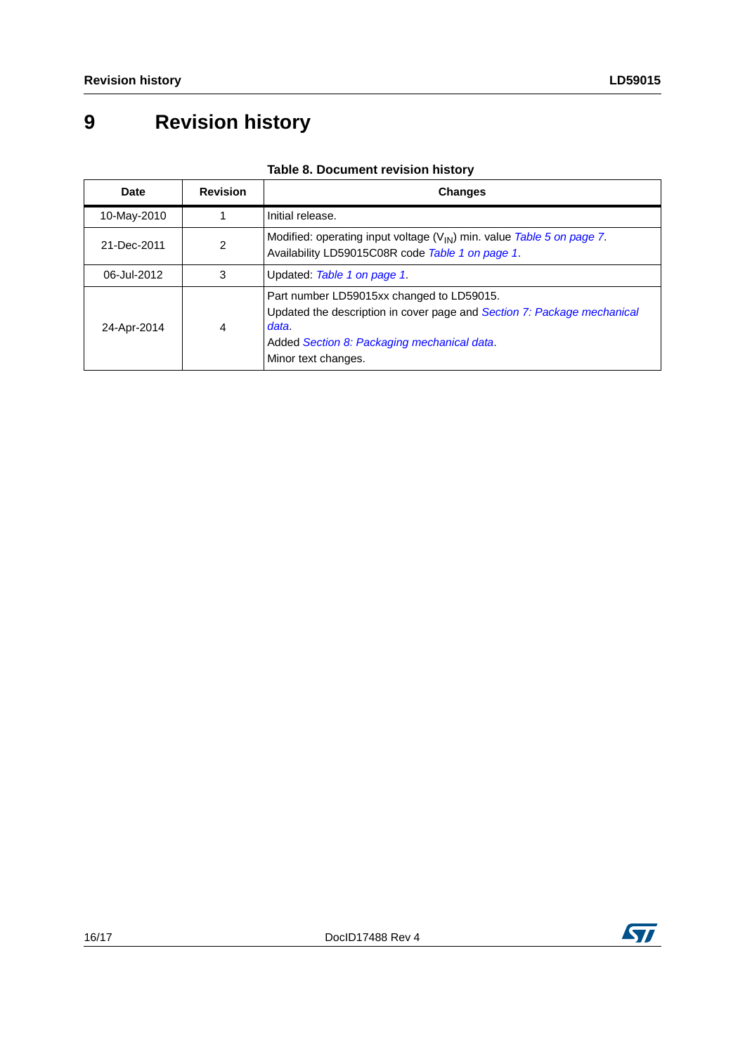# 9 Revision history

**Table 8. Document revision history**

| Date | Revision | Changes |
|---|---|---|
| 10-May-2010 | 1 | Initial release. |
| 21-Dec-2011 | 2 | Modified: operating input voltage ($V_{IN}$) min. value *Table 5 on page 7*.<br>Availability LD59015C08R code *Table 1 on page 1*. |
| 06-Jul-2012 | 3 | Updated: *Table 1 on page 1*. |
| 24-Apr-2014 | 4 | Part number LD59015xx changed to LD59015.<br>Updated the description in cover page and *Section 7: Package mechanical data*.<br>Added *Section 8: Packaging mechanical data*.<br>Minor text changes. |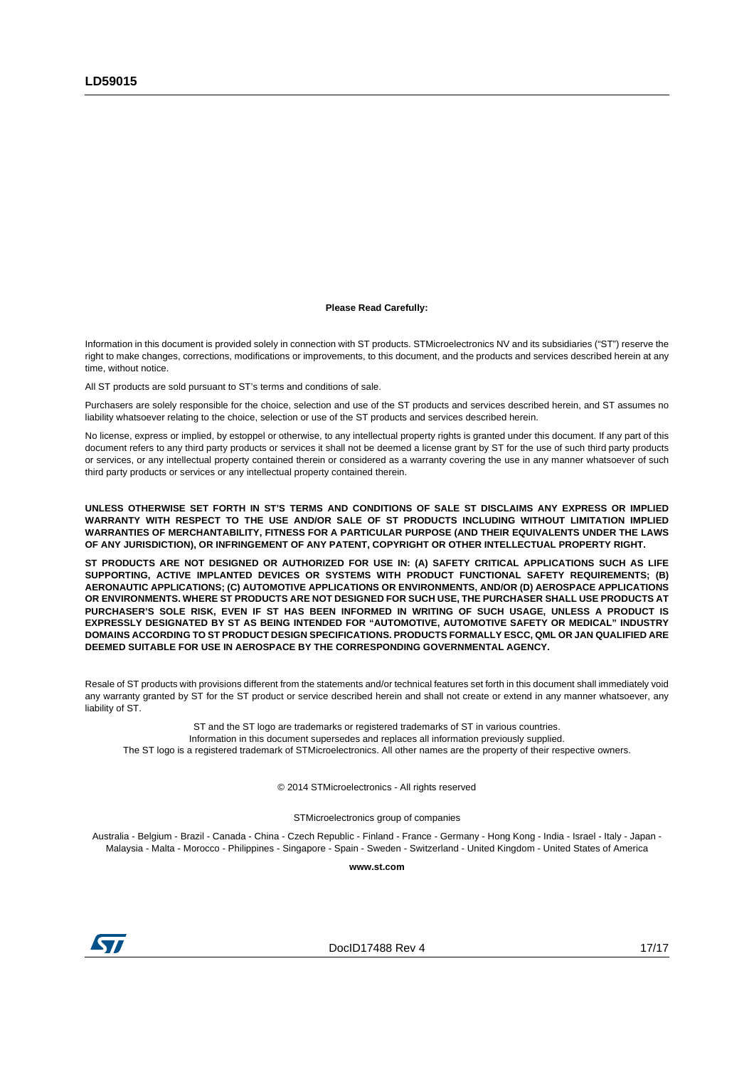**Please Read Carefully:**

Information in this document is provided solely in connection with ST products. STMicroelectronics NV and its subsidiaries (“ST”) reserve the right to make changes, corrections, modifications or improvements, to this document, and the products and services described herein at any time, without notice.

All ST products are sold pursuant to ST’s terms and conditions of sale.

Purchasers are solely responsible for the choice, selection and use of the ST products and services described herein, and ST assumes no liability whatsoever relating to the choice, selection or use of the ST products and services described herein.

No license, express or implied, by estoppel or otherwise, to any intellectual property rights is granted under this document. If any part of this document refers to any third party products or services it shall not be deemed a license grant by ST for the use of such third party products or services, or any intellectual property contained therein or considered as a warranty covering the use in any manner whatsoever of such third party products or services or any intellectual property contained therein.

**UNLESS OTHERWISE SET FORTH IN ST’S TERMS AND CONDITIONS OF SALE ST DISCLAIMS ANY EXPRESS OR IMPLIED WARRANTY WITH RESPECT TO THE USE AND/OR SALE OF ST PRODUCTS INCLUDING WITHOUT LIMITATION IMPLIED WARRANTIES OF MERCHANTABILITY, FITNESS FOR A PARTICULAR PURPOSE (AND THEIR EQUIVALENTS UNDER THE LAWS OF ANY JURISDICTION), OR INFRINGEMENT OF ANY PATENT, COPYRIGHT OR OTHER INTELLECTUAL PROPERTY RIGHT.**

**ST PRODUCTS ARE NOT DESIGNED OR AUTHORIZED FOR USE IN: (A) SAFETY CRITICAL APPLICATIONS SUCH AS LIFE SUPPORTING, ACTIVE IMPLANTED DEVICES OR SYSTEMS WITH PRODUCT FUNCTIONAL SAFETY REQUIREMENTS; (B) AERONAUTIC APPLICATIONS; (C) AUTOMOTIVE APPLICATIONS OR ENVIRONMENTS, AND/OR (D) AEROSPACE APPLICATIONS OR ENVIRONMENTS. WHERE ST PRODUCTS ARE NOT DESIGNED FOR SUCH USE, THE PURCHASER SHALL USE PRODUCTS AT PURCHASER’S SOLE RISK, EVEN IF ST HAS BEEN INFORMED IN WRITING OF SUCH USAGE, UNLESS A PRODUCT IS EXPRESSLY DESIGNATED BY ST AS BEING INTENDED FOR “AUTOMOTIVE, AUTOMOTIVE SAFETY OR MEDICAL” INDUSTRY DOMAINS ACCORDING TO ST PRODUCT DESIGN SPECIFICATIONS. PRODUCTS FORMALLY ESCC, QML OR JAN QUALIFIED ARE DEEMED SUITABLE FOR USE IN AEROSPACE BY THE CORRESPONDING GOVERNMENTAL AGENCY.**

Resale of ST products with provisions different from the statements and/or technical features set forth in this document shall immediately void any warranty granted by ST for the ST product or service described herein and shall not create or extend in any manner whatsoever, any liability of ST.

ST and the ST logo are trademarks or registered trademarks of ST in various countries.
Information in this document supersedes and replaces all information previously supplied.
The ST logo is a registered trademark of STMicroelectronics. All other names are the property of their respective owners.

© 2014 STMicroelectronics - All rights reserved

STMicroelectronics group of companies

Australia - Belgium - Brazil - Canada - China - Czech Republic - Finland - France - Germany - Hong Kong - India - Israel - Italy - Japan - Malaysia - Malta - Morocco - Philippines - Singapore - Spain - Sweden - Switzerland - United Kingdom - United States of America

**www.st.com**